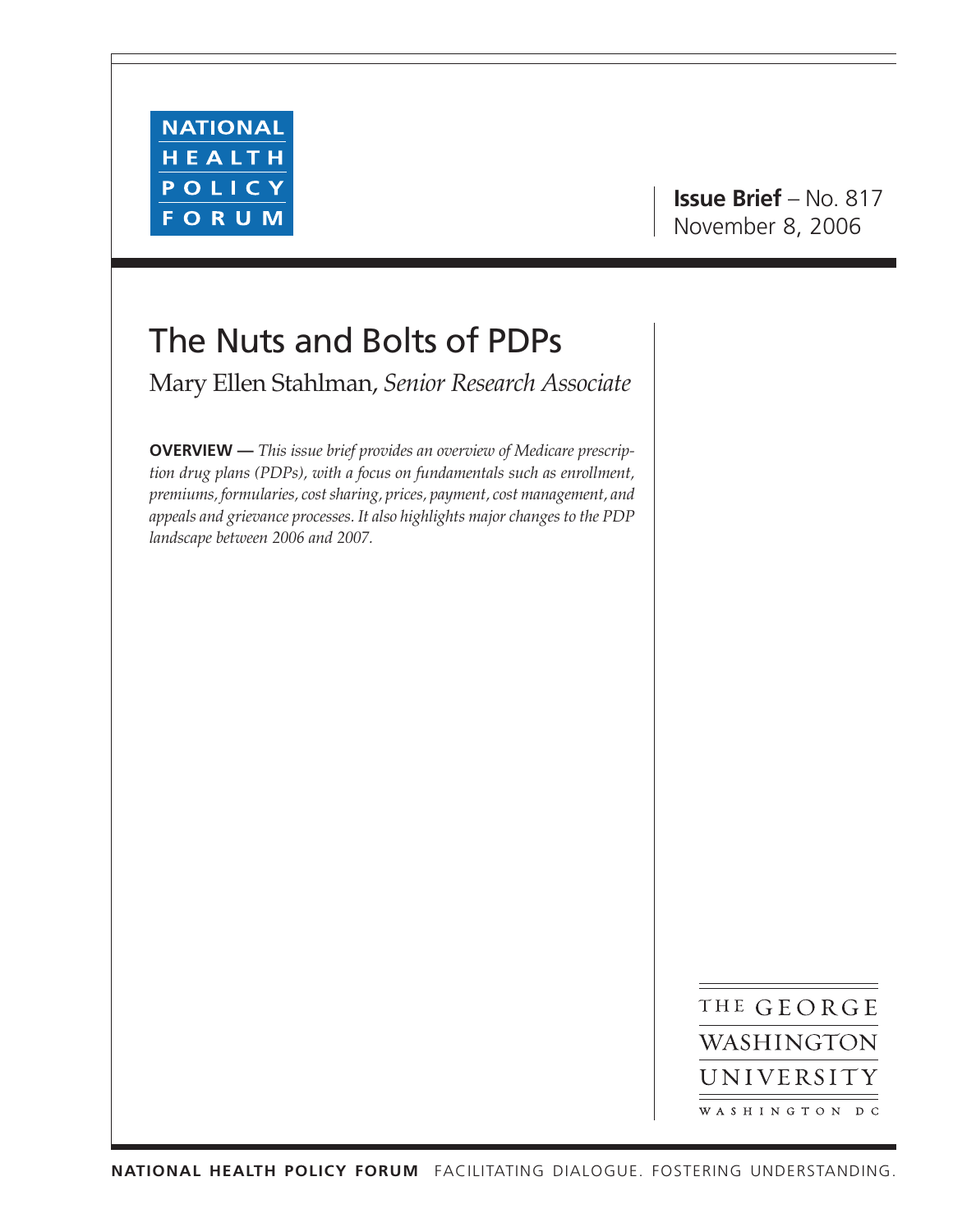NATIONAL HEALTH POLICY FORUM

**Issue Brief** – No. 817
November 8, 2006

# The Nuts and Bolts of PDPs

Mary Ellen Stahlman, *Senior Research Associate*

**OVERVIEW —** *This issue brief provides an overview of Medicare prescription drug plans (PDPs), with a focus on fundamentals such as enrollment, premiums, formularies, cost sharing, prices, payment, cost management, and appeals and grievance processes. It also highlights major changes to the PDP landscape between 2006 and 2007.*

THE GEORGE WASHINGTON UNIVERSITY
WASHINGTON DC

**NATIONAL HEALTH POLICY FORUM** FACILITATING DIALOGUE. FOSTERING UNDERSTANDING.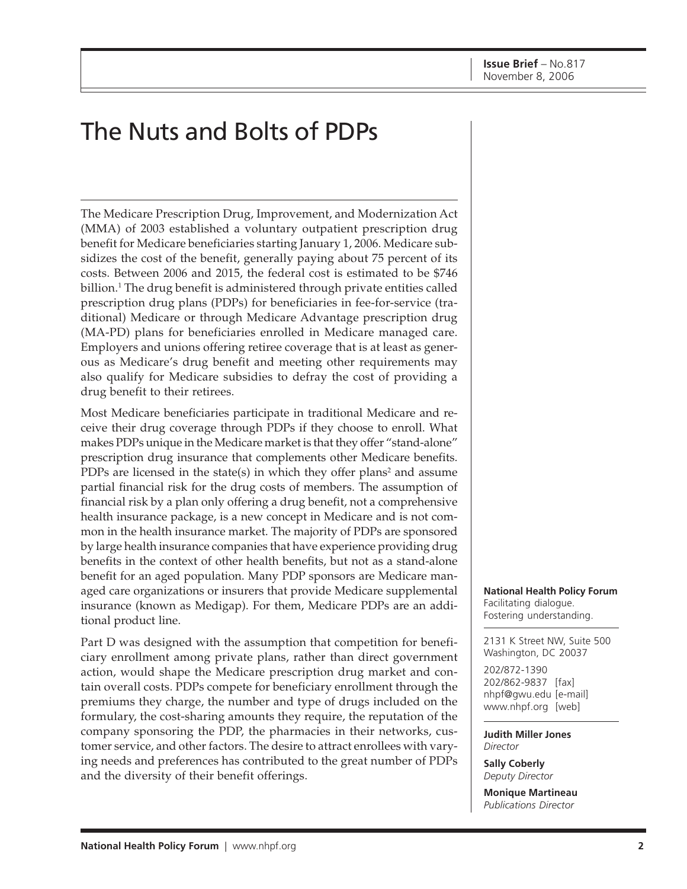Issue Brief – No.817
November 8, 2006

# The Nuts and Bolts of PDPs

The Medicare Prescription Drug, Improvement, and Modernization Act (MMA) of 2003 established a voluntary outpatient prescription drug benefit for Medicare beneficiaries starting January 1, 2006. Medicare subsidizes the cost of the benefit, generally paying about 75 percent of its costs. Between 2006 and 2015, the federal cost is estimated to be $746 billion.[1] The drug benefit is administered through private entities called prescription drug plans (PDPs) for beneficiaries in fee-for-service (traditional) Medicare or through Medicare Advantage prescription drug (MA-PD) plans for beneficiaries enrolled in Medicare managed care. Employers and unions offering retiree coverage that is at least as generous as Medicare's drug benefit and meeting other requirements may also qualify for Medicare subsidies to defray the cost of providing a drug benefit to their retirees.

Most Medicare beneficiaries participate in traditional Medicare and receive their drug coverage through PDPs if they choose to enroll. What makes PDPs unique in the Medicare market is that they offer "stand-alone" prescription drug insurance that complements other Medicare benefits. PDPs are licensed in the state(s) in which they offer plans[2] and assume partial financial risk for the drug costs of members. The assumption of financial risk by a plan only offering a drug benefit, not a comprehensive health insurance package, is a new concept in Medicare and is not common in the health insurance market. The majority of PDPs are sponsored by large health insurance companies that have experience providing drug benefits in the context of other health benefits, but not as a stand-alone benefit for an aged population. Many PDP sponsors are Medicare managed care organizations or insurers that provide Medicare supplemental insurance (known as Medigap). For them, Medicare PDPs are an additional product line.

Part D was designed with the assumption that competition for beneficiary enrollment among private plans, rather than direct government action, would shape the Medicare prescription drug market and contain overall costs. PDPs compete for beneficiary enrollment through the premiums they charge, the number and type of drugs included on the formulary, the cost-sharing amounts they require, the reputation of the company sponsoring the PDP, the pharmacies in their networks, customer service, and other factors. The desire to attract enrollees with varying needs and preferences has contributed to the great number of PDPs and the diversity of their benefit offerings.

**National Health Policy Forum**
Facilitating dialogue.
Fostering understanding.

2131 K Street NW, Suite 500
Washington, DC 20037

202/872-1390
202/862-9837 [fax]
nhpf@gwu.edu [e-mail]
www.nhpf.org [web]

**Judith Miller Jones**
*Director*

**Sally Coberly**
*Deputy Director*

**Monique Martineau**
*Publications Director*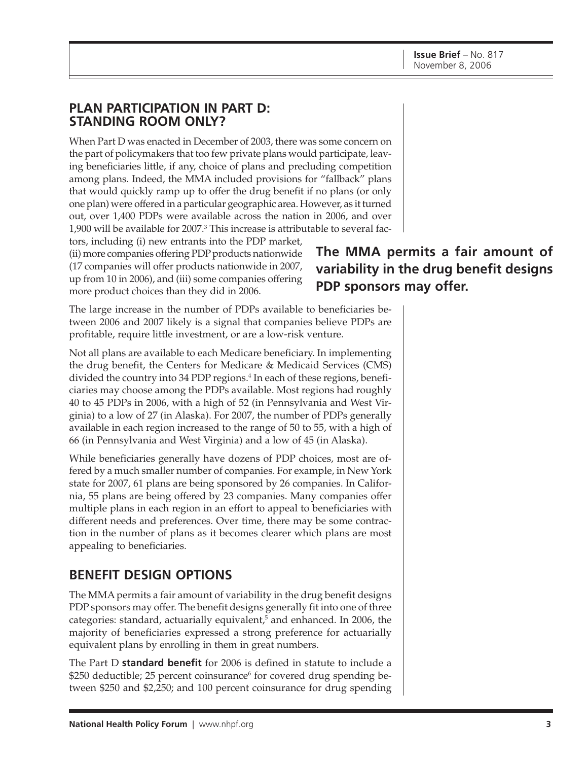## PLAN PARTICIPATION IN PART D: STANDING ROOM ONLY?

When Part D was enacted in December of 2003, there was some concern on the part of policymakers that too few private plans would participate, leaving beneficiaries little, if any, choice of plans and precluding competition among plans. Indeed, the MMA included provisions for "fallback" plans that would quickly ramp up to offer the drug benefit if no plans (or only one plan) were offered in a particular geographic area. However, as it turned out, over 1,400 PDPs were available across the nation in 2006, and over 1,900 will be available for 2007.[3] This increase is attributable to several factors, including (i) new entrants into the PDP market, (ii) more companies offering PDP products nationwide (17 companies will offer products nationwide in 2007, up from 10 in 2006), and (iii) some companies offering more product choices than they did in 2006.

**The MMA permits a fair amount of variability in the drug benefit designs PDP sponsors may offer.**

The large increase in the number of PDPs available to beneficiaries between 2006 and 2007 likely is a signal that companies believe PDPs are profitable, require little investment, or are a low-risk venture.

Not all plans are available to each Medicare beneficiary. In implementing the drug benefit, the Centers for Medicare & Medicaid Services (CMS) divided the country into 34 PDP regions.[4] In each of these regions, beneficiaries may choose among the PDPs available. Most regions had roughly 40 to 45 PDPs in 2006, with a high of 52 (in Pennsylvania and West Virginia) to a low of 27 (in Alaska). For 2007, the number of PDPs generally available in each region increased to the range of 50 to 55, with a high of 66 (in Pennsylvania and West Virginia) and a low of 45 (in Alaska).

While beneficiaries generally have dozens of PDP choices, most are offered by a much smaller number of companies. For example, in New York state for 2007, 61 plans are being sponsored by 26 companies. In California, 55 plans are being offered by 23 companies. Many companies offer multiple plans in each region in an effort to appeal to beneficiaries with different needs and preferences. Over time, there may be some contraction in the number of plans as it becomes clearer which plans are most appealing to beneficiaries.

## BENEFIT DESIGN OPTIONS

The MMA permits a fair amount of variability in the drug benefit designs PDP sponsors may offer. The benefit designs generally fit into one of three categories: standard, actuarially equivalent,[5] and enhanced. In 2006, the majority of beneficiaries expressed a strong preference for actuarially equivalent plans by enrolling in them in great numbers.

The Part D **standard benefit** for 2006 is defined in statute to include a $250 deductible; 25 percent coinsurance[6] for covered drug spending between $250 and $2,250; and 100 percent coinsurance for drug spending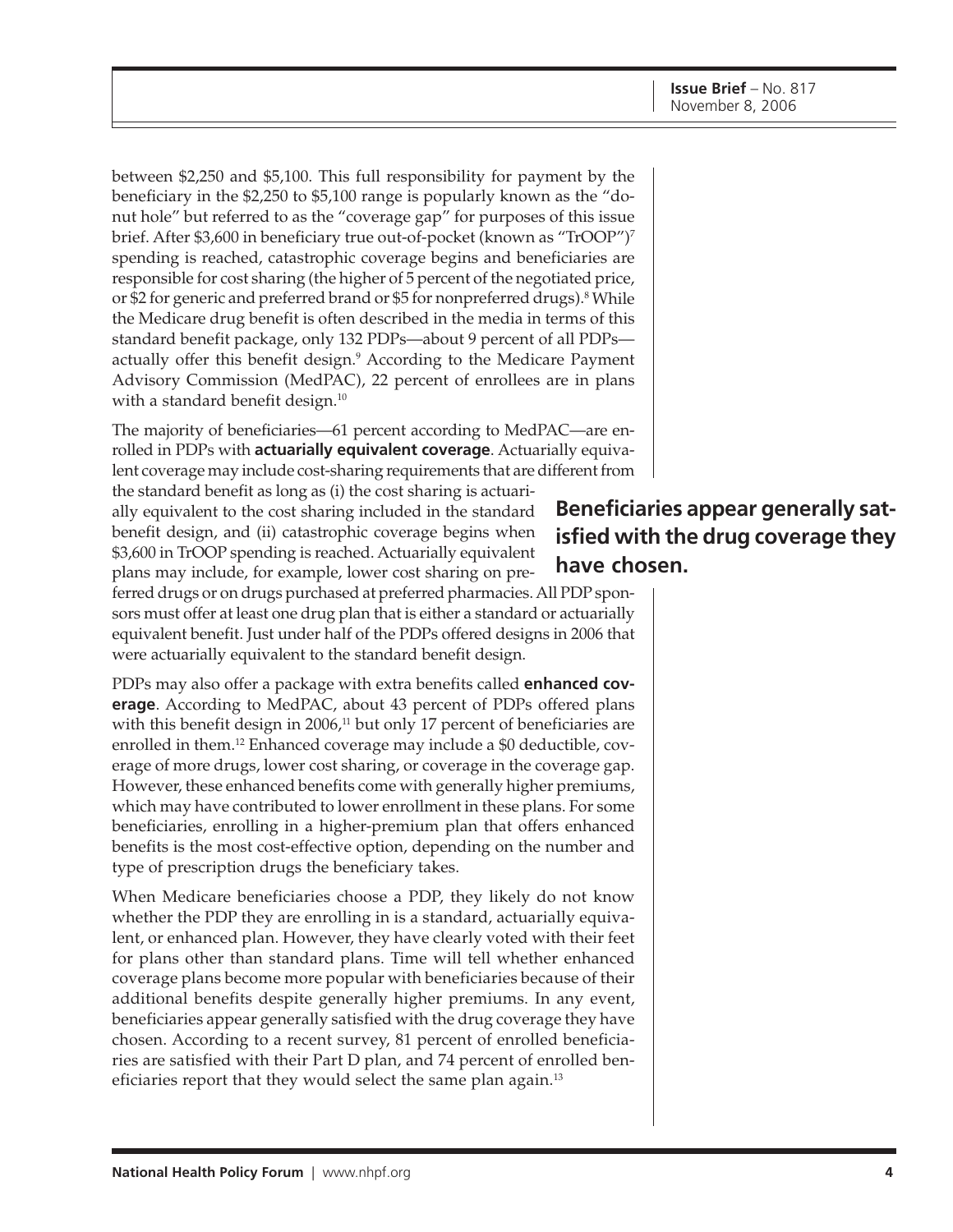between $2,250 and $5,100. This full responsibility for payment by the beneficiary in the $2,250 to $5,100 range is popularly known as the "donut hole" but referred to as the "coverage gap" for purposes of this issue brief. After $3,600 in beneficiary true out-of-pocket (known as "TrOOP")[7] spending is reached, catastrophic coverage begins and beneficiaries are responsible for cost sharing (the higher of 5 percent of the negotiated price, or $2 for generic and preferred brand or $5 for nonpreferred drugs).[8] While the Medicare drug benefit is often described in the media in terms of this standard benefit package, only 132 PDPs—about 9 percent of all PDPs—actually offer this benefit design.[9] According to the Medicare Payment Advisory Commission (MedPAC), 22 percent of enrollees are in plans with a standard benefit design.[10]

The majority of beneficiaries—61 percent according to MedPAC—are enrolled in PDPs with **actuarially equivalent coverage**. Actuarially equivalent coverage may include cost-sharing requirements that are different from the standard benefit as long as (i) the cost sharing is actuarially equivalent to the cost sharing included in the standard benefit design, and (ii) catastrophic coverage begins when $3,600 in TrOOP spending is reached. Actuarially equivalent plans may include, for example, lower cost sharing on preferred drugs or on drugs purchased at preferred pharmacies. All PDP sponsors must offer at least one drug plan that is either a standard or actuarially equivalent benefit. Just under half of the PDPs offered designs in 2006 that were actuarially equivalent to the standard benefit design.

**Beneficiaries appear generally satisfied with the drug coverage they have chosen.**

PDPs may also offer a package with extra benefits called **enhanced coverage**. According to MedPAC, about 43 percent of PDPs offered plans with this benefit design in 2006,[11] but only 17 percent of beneficiaries are enrolled in them.[12] Enhanced coverage may include a $0 deductible, coverage of more drugs, lower cost sharing, or coverage in the coverage gap. However, these enhanced benefits come with generally higher premiums, which may have contributed to lower enrollment in these plans. For some beneficiaries, enrolling in a higher-premium plan that offers enhanced benefits is the most cost-effective option, depending on the number and type of prescription drugs the beneficiary takes.

When Medicare beneficiaries choose a PDP, they likely do not know whether the PDP they are enrolling in is a standard, actuarially equivalent, or enhanced plan. However, they have clearly voted with their feet for plans other than standard plans. Time will tell whether enhanced coverage plans become more popular with beneficiaries because of their additional benefits despite generally higher premiums. In any event, beneficiaries appear generally satisfied with the drug coverage they have chosen. According to a recent survey, 81 percent of enrolled beneficiaries are satisfied with their Part D plan, and 74 percent of enrolled beneficiaries report that they would select the same plan again.[13]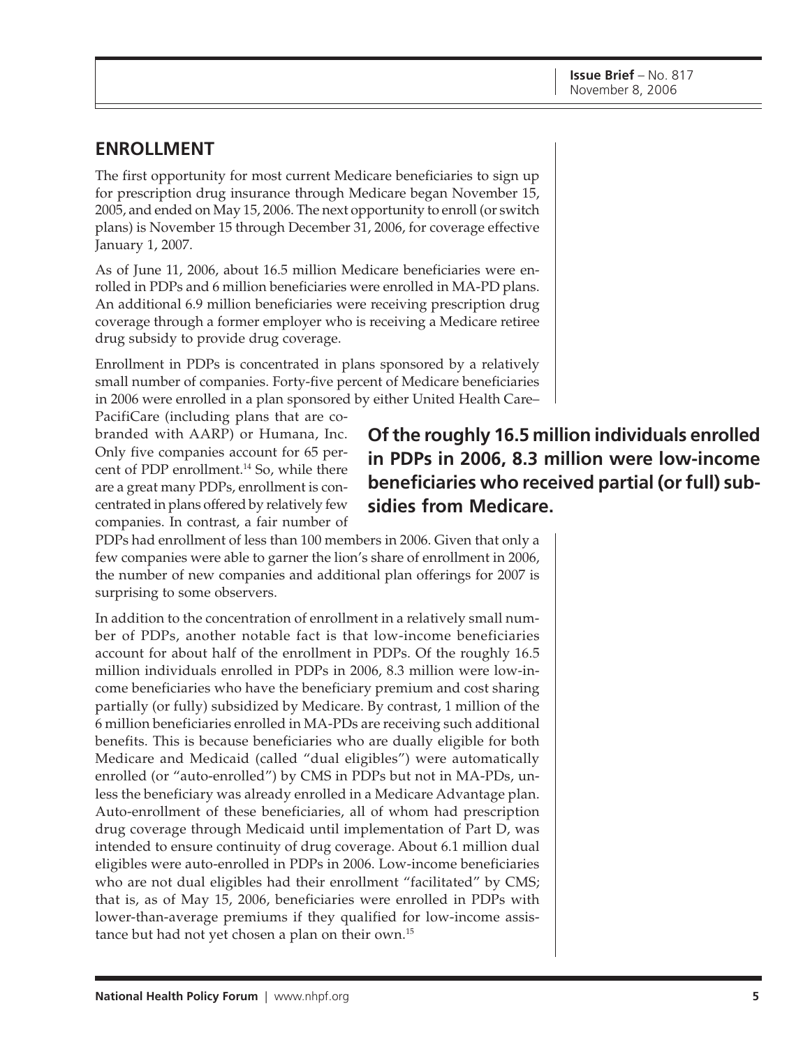## ENROLLMENT

The first opportunity for most current Medicare beneficiaries to sign up for prescription drug insurance through Medicare began November 15, 2005, and ended on May 15, 2006. The next opportunity to enroll (or switch plans) is November 15 through December 31, 2006, for coverage effective January 1, 2007.

As of June 11, 2006, about 16.5 million Medicare beneficiaries were enrolled in PDPs and 6 million beneficiaries were enrolled in MA-PD plans. An additional 6.9 million beneficiaries were receiving prescription drug coverage through a former employer who is receiving a Medicare retiree drug subsidy to provide drug coverage.

Enrollment in PDPs is concentrated in plans sponsored by a relatively small number of companies. Forty-five percent of Medicare beneficiaries in 2006 were enrolled in a plan sponsored by either United Health Care–PacifiCare (including plans that are co-branded with AARP) or Humana, Inc. Only five companies account for 65 percent of PDP enrollment.[14] So, while there are a great many PDPs, enrollment is concentrated in plans offered by relatively few companies. In contrast, a fair number of PDPs had enrollment of less than 100 members in 2006. Given that only a few companies were able to garner the lion's share of enrollment in 2006, the number of new companies and additional plan offerings for 2007 is surprising to some observers.

**Of the roughly 16.5 million individuals enrolled in PDPs in 2006, 8.3 million were low-income beneficiaries who received partial (or full) subsidies from Medicare.**

In addition to the concentration of enrollment in a relatively small number of PDPs, another notable fact is that low-income beneficiaries account for about half of the enrollment in PDPs. Of the roughly 16.5 million individuals enrolled in PDPs in 2006, 8.3 million were low-income beneficiaries who have the beneficiary premium and cost sharing partially (or fully) subsidized by Medicare. By contrast, 1 million of the 6 million beneficiaries enrolled in MA-PDs are receiving such additional benefits. This is because beneficiaries who are dually eligible for both Medicare and Medicaid (called "dual eligibles") were automatically enrolled (or "auto-enrolled") by CMS in PDPs but not in MA-PDs, unless the beneficiary was already enrolled in a Medicare Advantage plan. Auto-enrollment of these beneficiaries, all of whom had prescription drug coverage through Medicaid until implementation of Part D, was intended to ensure continuity of drug coverage. About 6.1 million dual eligibles were auto-enrolled in PDPs in 2006. Low-income beneficiaries who are not dual eligibles had their enrollment "facilitated" by CMS; that is, as of May 15, 2006, beneficiaries were enrolled in PDPs with lower-than-average premiums if they qualified for low-income assistance but had not yet chosen a plan on their own.[15]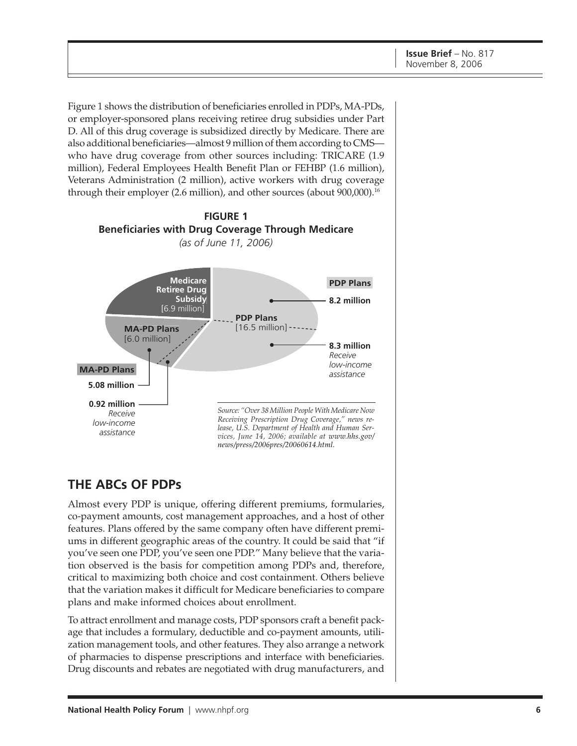Figure 1 shows the distribution of beneficiaries enrolled in PDPs, MA-PDs, or employer-sponsored plans receiving retiree drug subsidies under Part D. All of this drug coverage is subsidized directly by Medicare. There are also additional beneficiaries—almost 9 million of them according to CMS—who have drug coverage from other sources including: TRICARE (1.9 million), Federal Employees Health Benefit Plan or FEHBP (1.6 million), Veterans Administration (2 million), active workers with drug coverage through their employer (2.6 million), and other sources (about 900,000).[16]

**FIGURE 1**
**Beneficiaries with Drug Coverage Through Medicare**
*(as of June 11, 2006)*

**Medicare Retiree Drug Subsidy** [6.9 million]

**PDP Plans** [16.5 million]

**PDP Plans**
**8.2 million**
**8.3 million** *Receive low-income assistance*

**MA-PD Plans** [6.0 million]

**MA-PD Plans**
**5.08 million**
**0.92 million** *Receive low-income assistance*

*Source: "Over 38 Million People With Medicare Now Receiving Prescription Drug Coverage," news release, U.S. Department of Health and Human Services, June 14, 2006; available at www.hhs.gov/news/press/2006pres/20060614.html.*

## THE ABCs OF PDPs

Almost every PDP is unique, offering different premiums, formularies, co-payment amounts, cost management approaches, and a host of other features. Plans offered by the same company often have different premiums in different geographic areas of the country. It could be said that "if you've seen one PDP, you've seen one PDP." Many believe that the variation observed is the basis for competition among PDPs and, therefore, critical to maximizing both choice and cost containment. Others believe that the variation makes it difficult for Medicare beneficiaries to compare plans and make informed choices about enrollment.

To attract enrollment and manage costs, PDP sponsors craft a benefit package that includes a formulary, deductible and co-payment amounts, utilization management tools, and other features. They also arrange a network of pharmacies to dispense prescriptions and interface with beneficiaries. Drug discounts and rebates are negotiated with drug manufacturers, and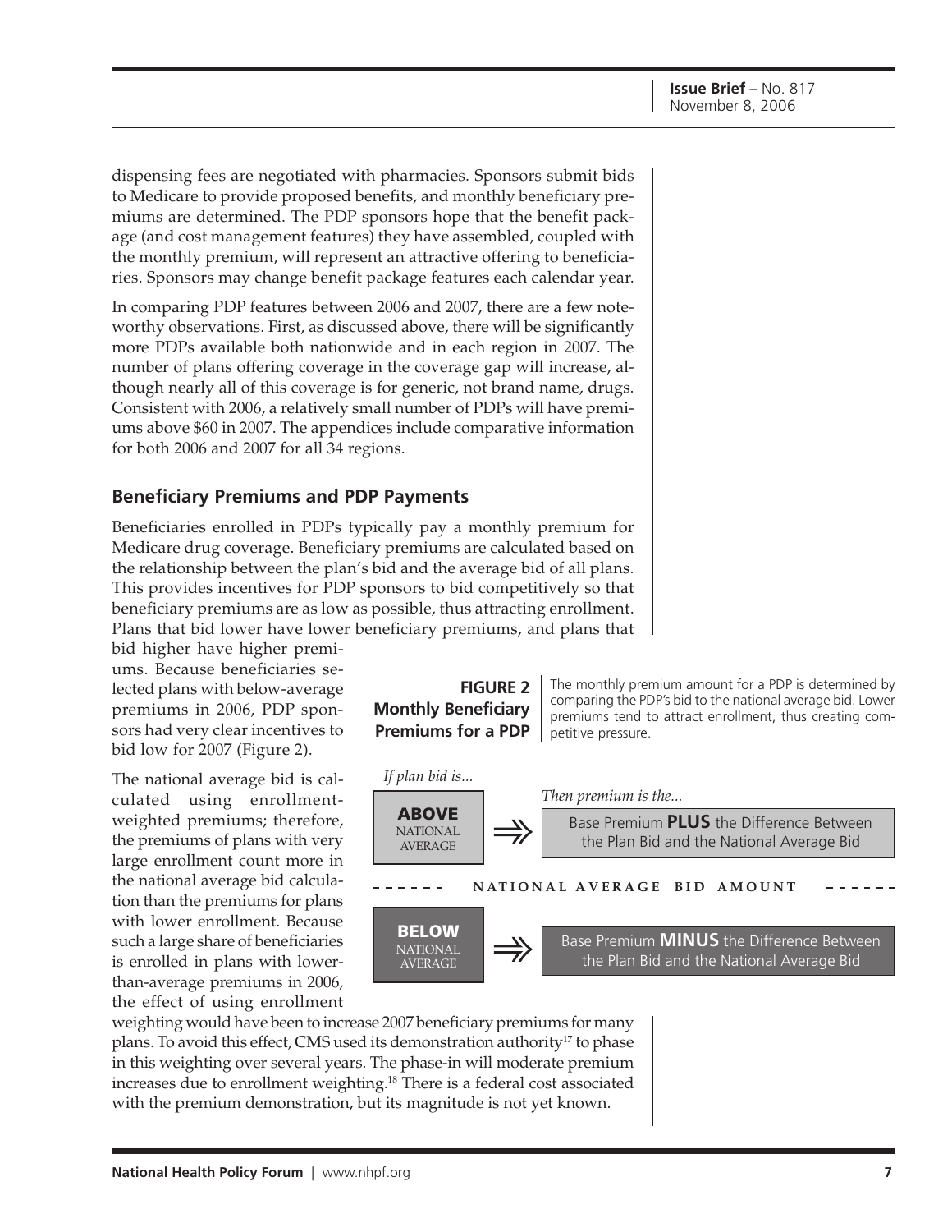dispensing fees are negotiated with pharmacies. Sponsors submit bids to Medicare to provide proposed benefits, and monthly beneficiary premiums are determined. The PDP sponsors hope that the benefit package (and cost management features) they have assembled, coupled with the monthly premium, will represent an attractive offering to beneficiaries. Sponsors may change benefit package features each calendar year.

In comparing PDP features between 2006 and 2007, there are a few noteworthy observations. First, as discussed above, there will be significantly more PDPs available both nationwide and in each region in 2007. The number of plans offering coverage in the coverage gap will increase, although nearly all of this coverage is for generic, not brand name, drugs. Consistent with 2006, a relatively small number of PDPs will have premiums above $60 in 2007. The appendices include comparative information for both 2006 and 2007 for all 34 regions.

## Beneficiary Premiums and PDP Payments

Beneficiaries enrolled in PDPs typically pay a monthly premium for Medicare drug coverage. Beneficiary premiums are calculated based on the relationship between the plan's bid and the average bid of all plans. This provides incentives for PDP sponsors to bid competitively so that beneficiary premiums are as low as possible, thus attracting enrollment. Plans that bid lower have lower beneficiary premiums, and plans that bid higher have higher premiums. Because beneficiaries selected plans with below-average premiums in 2006, PDP sponsors had very clear incentives to bid low for 2007 (Figure 2).

The national average bid is calculated using enrollment-weighted premiums; therefore, the premiums of plans with very large enrollment count more in the national average bid calculation than the premiums for plans with lower enrollment. Because such a large share of beneficiaries is enrolled in plans with lower-than-average premiums in 2006, the effect of using enrollment weighting would have been to increase 2007 beneficiary premiums for many plans. To avoid this effect, CMS used its demonstration authority[17] to phase in this weighting over several years. The phase-in will moderate premium increases due to enrollment weighting.[18] There is a federal cost associated with the premium demonstration, but its magnitude is not yet known.

**FIGURE 2**
**Monthly Beneficiary Premiums for a PDP**

The monthly premium amount for a PDP is determined by comparing the PDP's bid to the national average bid. Lower premiums tend to attract enrollment, thus creating competitive pressure.

| *If plan bid is...* | | *Then premium is the...* |
|---|---|---|
| **ABOVE** NATIONAL AVERAGE | ⇒ | Base Premium **PLUS** the Difference Between the Plan Bid and the National Average Bid |
| NATIONAL AVERAGE BID AMOUNT | | |
| **BELOW** NATIONAL AVERAGE | ⇒ | Base Premium **MINUS** the Difference Between the Plan Bid and the National Average Bid |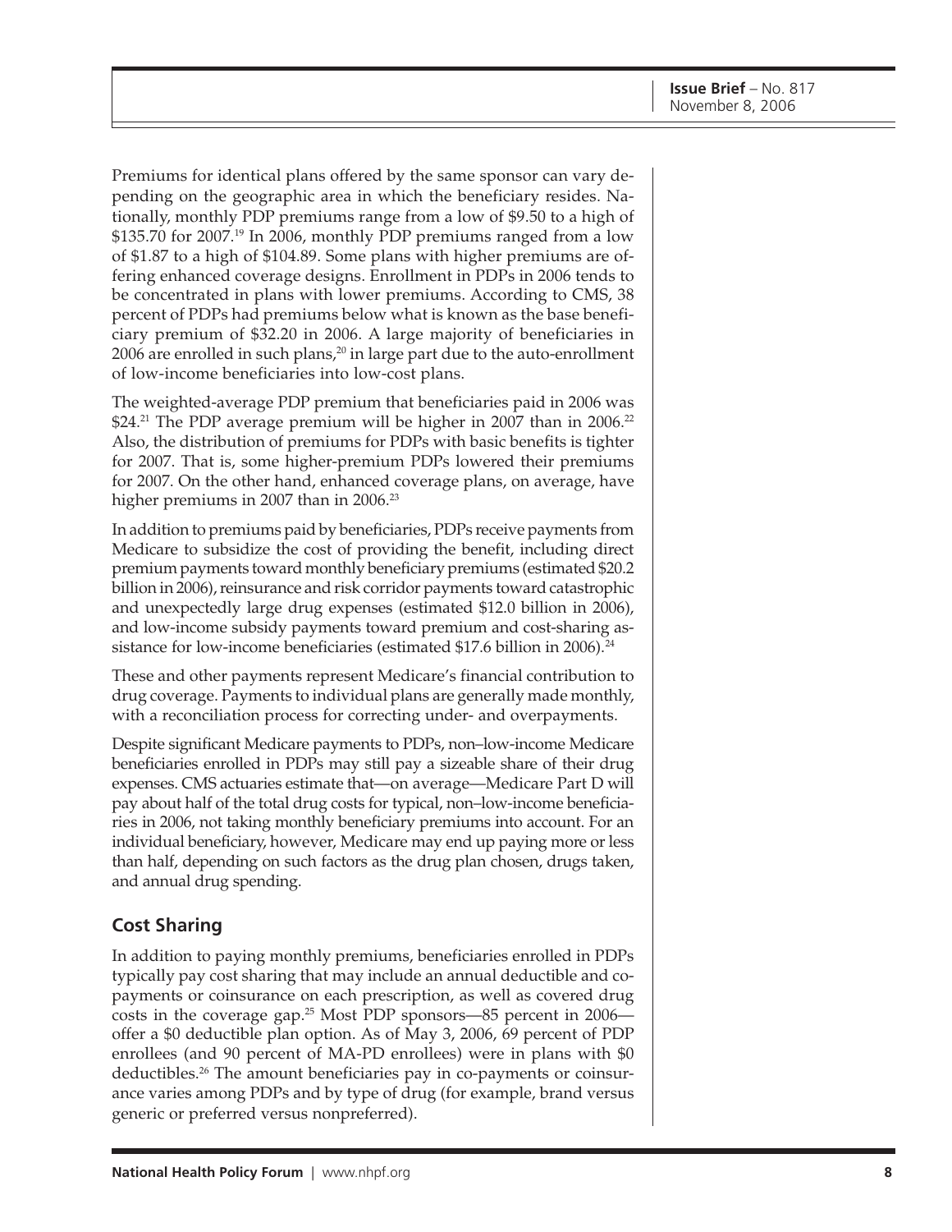Premiums for identical plans offered by the same sponsor can vary depending on the geographic area in which the beneficiary resides. Nationally, monthly PDP premiums range from a low of $9.50 to a high of $135.70 for 2007.[19] In 2006, monthly PDP premiums ranged from a low of $1.87 to a high of $104.89. Some plans with higher premiums are offering enhanced coverage designs. Enrollment in PDPs in 2006 tends to be concentrated in plans with lower premiums. According to CMS, 38 percent of PDPs had premiums below what is known as the base beneficiary premium of $32.20 in 2006. A large majority of beneficiaries in 2006 are enrolled in such plans,[20] in large part due to the auto-enrollment of low-income beneficiaries into low-cost plans.

The weighted-average PDP premium that beneficiaries paid in 2006 was $24.[21] The PDP average premium will be higher in 2007 than in 2006.[22] Also, the distribution of premiums for PDPs with basic benefits is tighter for 2007. That is, some higher-premium PDPs lowered their premiums for 2007. On the other hand, enhanced coverage plans, on average, have higher premiums in 2007 than in 2006.[23]

In addition to premiums paid by beneficiaries, PDPs receive payments from Medicare to subsidize the cost of providing the benefit, including direct premium payments toward monthly beneficiary premiums (estimated $20.2 billion in 2006), reinsurance and risk corridor payments toward catastrophic and unexpectedly large drug expenses (estimated $12.0 billion in 2006), and low-income subsidy payments toward premium and cost-sharing assistance for low-income beneficiaries (estimated $17.6 billion in 2006).[24]

These and other payments represent Medicare's financial contribution to drug coverage. Payments to individual plans are generally made monthly, with a reconciliation process for correcting under- and overpayments.

Despite significant Medicare payments to PDPs, non–low-income Medicare beneficiaries enrolled in PDPs may still pay a sizeable share of their drug expenses. CMS actuaries estimate that—on average—Medicare Part D will pay about half of the total drug costs for typical, non–low-income beneficiaries in 2006, not taking monthly beneficiary premiums into account. For an individual beneficiary, however, Medicare may end up paying more or less than half, depending on such factors as the drug plan chosen, drugs taken, and annual drug spending.

## Cost Sharing

In addition to paying monthly premiums, beneficiaries enrolled in PDPs typically pay cost sharing that may include an annual deductible and co-payments or coinsurance on each prescription, as well as covered drug costs in the coverage gap.[25] Most PDP sponsors—85 percent in 2006—offer a $0 deductible plan option. As of May 3, 2006, 69 percent of PDP enrollees (and 90 percent of MA-PD enrollees) were in plans with $0 deductibles.[26] The amount beneficiaries pay in co-payments or coinsurance varies among PDPs and by type of drug (for example, brand versus generic or preferred versus nonpreferred).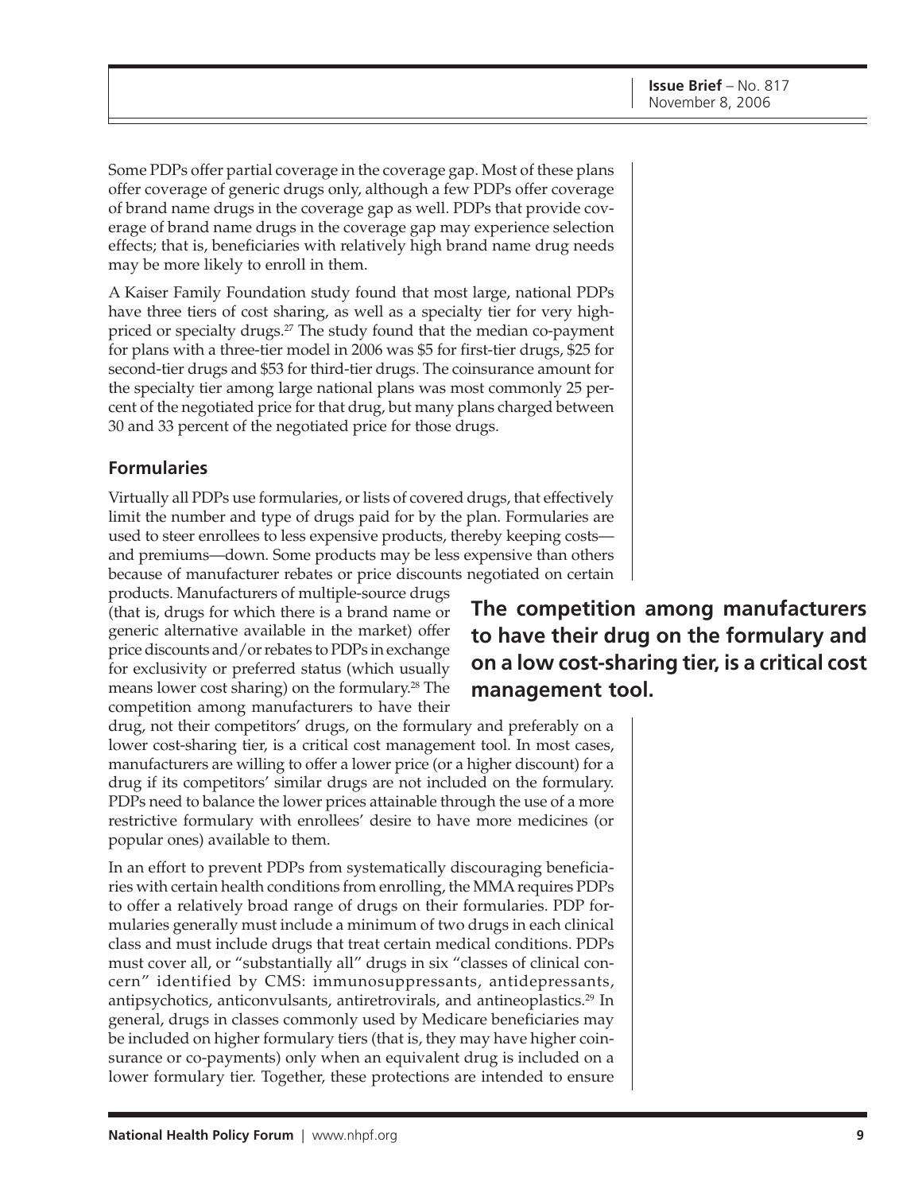Some PDPs offer partial coverage in the coverage gap. Most of these plans offer coverage of generic drugs only, although a few PDPs offer coverage of brand name drugs in the coverage gap as well. PDPs that provide coverage of brand name drugs in the coverage gap may experience selection effects; that is, beneficiaries with relatively high brand name drug needs may be more likely to enroll in them.

A Kaiser Family Foundation study found that most large, national PDPs have three tiers of cost sharing, as well as a specialty tier for very high-priced or specialty drugs.[27] The study found that the median co-payment for plans with a three-tier model in 2006 was $5 for first-tier drugs, $25 for second-tier drugs and $53 for third-tier drugs. The coinsurance amount for the specialty tier among large national plans was most commonly 25 percent of the negotiated price for that drug, but many plans charged between 30 and 33 percent of the negotiated price for those drugs.

## Formularies

Virtually all PDPs use formularies, or lists of covered drugs, that effectively limit the number and type of drugs paid for by the plan. Formularies are used to steer enrollees to less expensive products, thereby keeping costs—and premiums—down. Some products may be less expensive than others because of manufacturer rebates or price discounts negotiated on certain products. Manufacturers of multiple-source drugs (that is, drugs for which there is a brand name or generic alternative available in the market) offer price discounts and/or rebates to PDPs in exchange for exclusivity or preferred status (which usually means lower cost sharing) on the formulary.[28] The competition among manufacturers to have their drug, not their competitors' drugs, on the formulary and preferably on a lower cost-sharing tier, is a critical cost management tool. In most cases, manufacturers are willing to offer a lower price (or a higher discount) for a drug if its competitors' similar drugs are not included on the formulary. PDPs need to balance the lower prices attainable through the use of a more restrictive formulary with enrollees' desire to have more medicines (or popular ones) available to them.

**The competition among manufacturers to have their drug on the formulary and on a low cost-sharing tier, is a critical cost management tool.**

In an effort to prevent PDPs from systematically discouraging beneficiaries with certain health conditions from enrolling, the MMA requires PDPs to offer a relatively broad range of drugs on their formularies. PDP formularies generally must include a minimum of two drugs in each clinical class and must include drugs that treat certain medical conditions. PDPs must cover all, or "substantially all" drugs in six "classes of clinical concern" identified by CMS: immunosuppressants, antidepressants, antipsychotics, anticonvulsants, antiretrovirals, and antineoplastics.[29] In general, drugs in classes commonly used by Medicare beneficiaries may be included on higher formulary tiers (that is, they may have higher coinsurance or co-payments) only when an equivalent drug is included on a lower formulary tier. Together, these protections are intended to ensure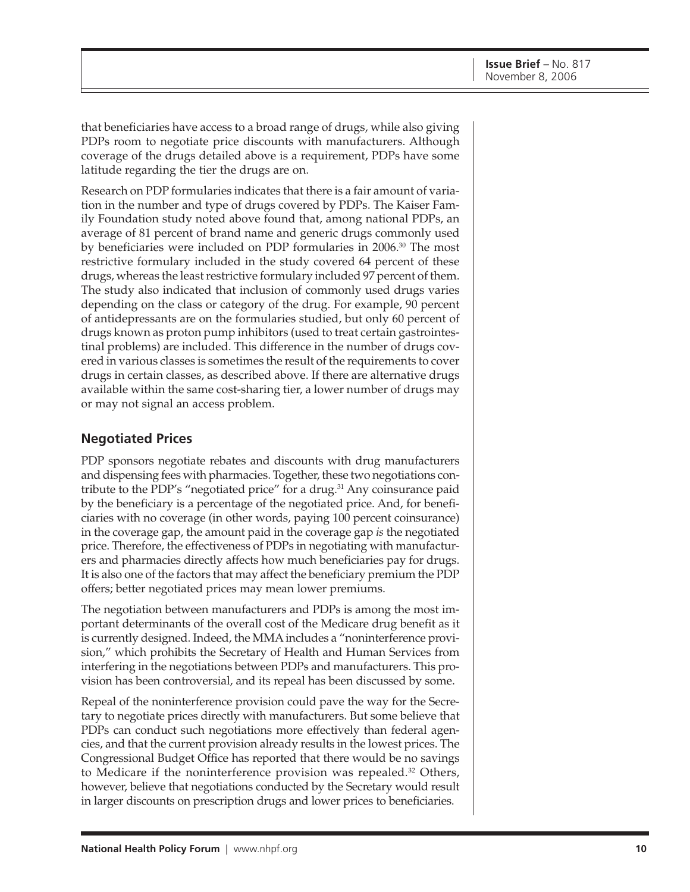that beneficiaries have access to a broad range of drugs, while also giving PDPs room to negotiate price discounts with manufacturers. Although coverage of the drugs detailed above is a requirement, PDPs have some latitude regarding the tier the drugs are on.

Research on PDP formularies indicates that there is a fair amount of variation in the number and type of drugs covered by PDPs. The Kaiser Family Foundation study noted above found that, among national PDPs, an average of 81 percent of brand name and generic drugs commonly used by beneficiaries were included on PDP formularies in 2006.[30] The most restrictive formulary included in the study covered 64 percent of these drugs, whereas the least restrictive formulary included 97 percent of them. The study also indicated that inclusion of commonly used drugs varies depending on the class or category of the drug. For example, 90 percent of antidepressants are on the formularies studied, but only 60 percent of drugs known as proton pump inhibitors (used to treat certain gastrointestinal problems) are included. This difference in the number of drugs covered in various classes is sometimes the result of the requirements to cover drugs in certain classes, as described above. If there are alternative drugs available within the same cost-sharing tier, a lower number of drugs may or may not signal an access problem.

## Negotiated Prices

PDP sponsors negotiate rebates and discounts with drug manufacturers and dispensing fees with pharmacies. Together, these two negotiations contribute to the PDP's "negotiated price" for a drug.[31] Any coinsurance paid by the beneficiary is a percentage of the negotiated price. And, for beneficiaries with no coverage (in other words, paying 100 percent coinsurance) in the coverage gap, the amount paid in the coverage gap *is* the negotiated price. Therefore, the effectiveness of PDPs in negotiating with manufacturers and pharmacies directly affects how much beneficiaries pay for drugs. It is also one of the factors that may affect the beneficiary premium the PDP offers; better negotiated prices may mean lower premiums.

The negotiation between manufacturers and PDPs is among the most important determinants of the overall cost of the Medicare drug benefit as it is currently designed. Indeed, the MMA includes a "noninterference provision," which prohibits the Secretary of Health and Human Services from interfering in the negotiations between PDPs and manufacturers. This provision has been controversial, and its repeal has been discussed by some.

Repeal of the noninterference provision could pave the way for the Secretary to negotiate prices directly with manufacturers. But some believe that PDPs can conduct such negotiations more effectively than federal agencies, and that the current provision already results in the lowest prices. The Congressional Budget Office has reported that there would be no savings to Medicare if the noninterference provision was repealed.[32] Others, however, believe that negotiations conducted by the Secretary would result in larger discounts on prescription drugs and lower prices to beneficiaries.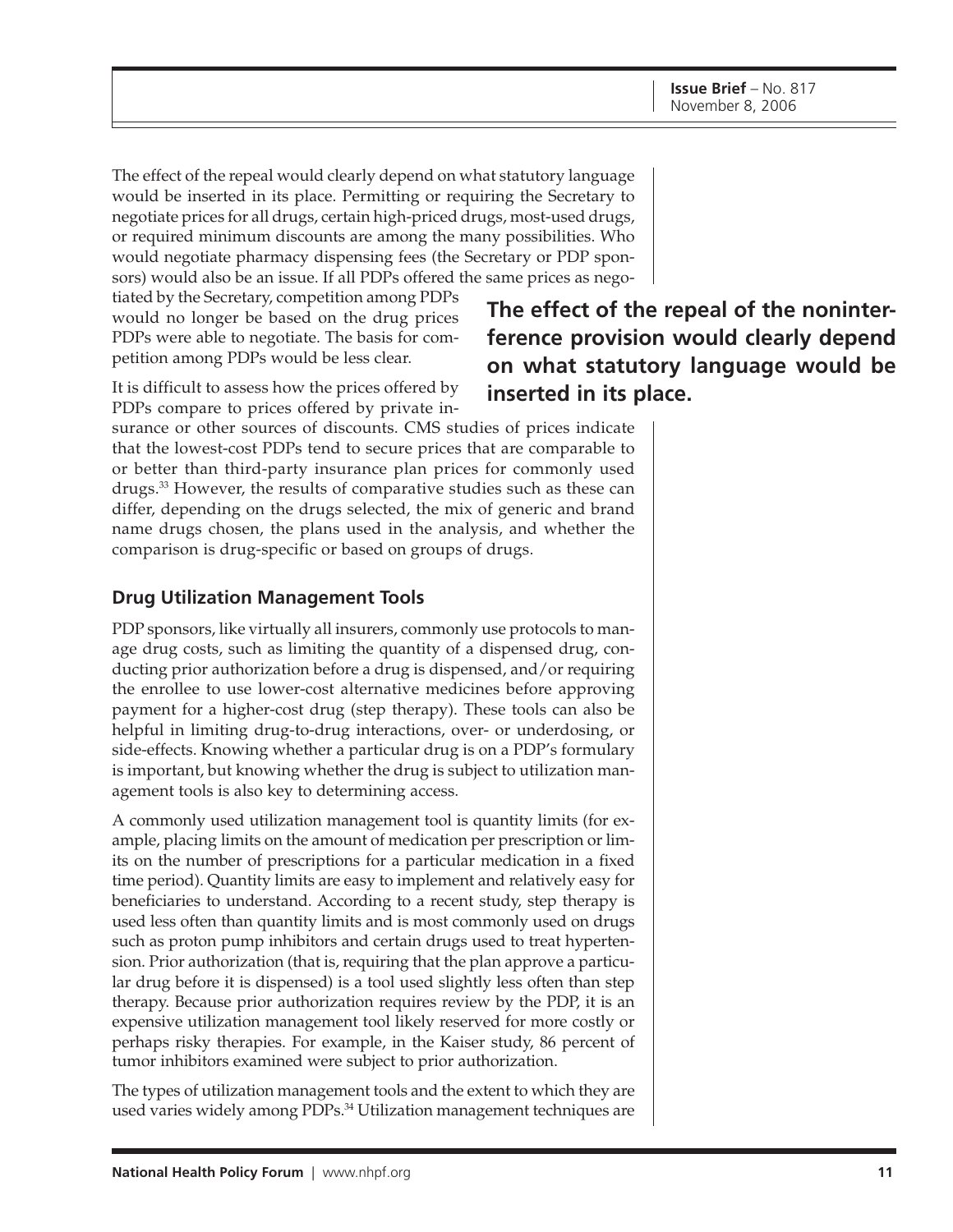The effect of the repeal would clearly depend on what statutory language would be inserted in its place. Permitting or requiring the Secretary to negotiate prices for all drugs, certain high-priced drugs, most-used drugs, or required minimum discounts are among the many possibilities. Who would negotiate pharmacy dispensing fees (the Secretary or PDP sponsors) would also be an issue. If all PDPs offered the same prices as negotiated by the Secretary, competition among PDPs would no longer be based on the drug prices PDPs were able to negotiate. The basis for competition among PDPs would be less clear.

**The effect of the repeal of the noninterference provision would clearly depend on what statutory language would be inserted in its place.**

It is difficult to assess how the prices offered by PDPs compare to prices offered by private insurance or other sources of discounts. CMS studies of prices indicate that the lowest-cost PDPs tend to secure prices that are comparable to or better than third-party insurance plan prices for commonly used drugs.[33] However, the results of comparative studies such as these can differ, depending on the drugs selected, the mix of generic and brand name drugs chosen, the plans used in the analysis, and whether the comparison is drug-specific or based on groups of drugs.

### Drug Utilization Management Tools

PDP sponsors, like virtually all insurers, commonly use protocols to manage drug costs, such as limiting the quantity of a dispensed drug, conducting prior authorization before a drug is dispensed, and/or requiring the enrollee to use lower-cost alternative medicines before approving payment for a higher-cost drug (step therapy). These tools can also be helpful in limiting drug-to-drug interactions, over- or underdosing, or side-effects. Knowing whether a particular drug is on a PDP's formulary is important, but knowing whether the drug is subject to utilization management tools is also key to determining access.

A commonly used utilization management tool is quantity limits (for example, placing limits on the amount of medication per prescription or limits on the number of prescriptions for a particular medication in a fixed time period). Quantity limits are easy to implement and relatively easy for beneficiaries to understand. According to a recent study, step therapy is used less often than quantity limits and is most commonly used on drugs such as proton pump inhibitors and certain drugs used to treat hypertension. Prior authorization (that is, requiring that the plan approve a particular drug before it is dispensed) is a tool used slightly less often than step therapy. Because prior authorization requires review by the PDP, it is an expensive utilization management tool likely reserved for more costly or perhaps risky therapies. For example, in the Kaiser study, 86 percent of tumor inhibitors examined were subject to prior authorization.

The types of utilization management tools and the extent to which they are used varies widely among PDPs.[34] Utilization management techniques are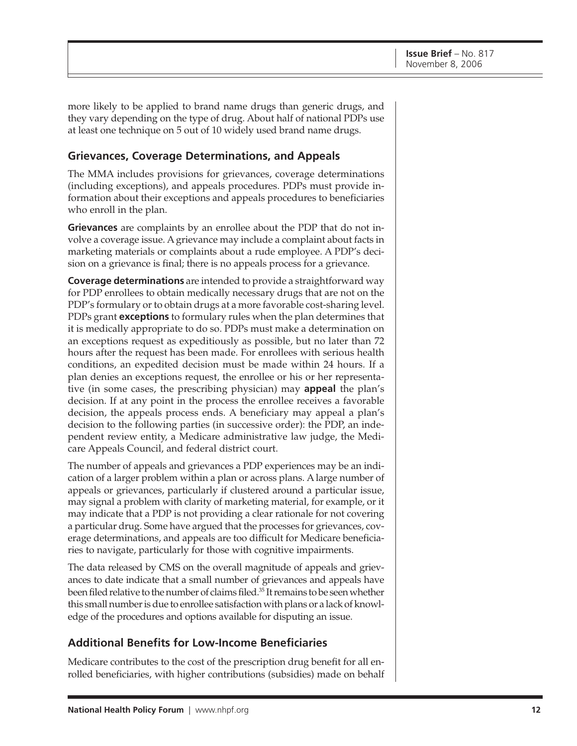more likely to be applied to brand name drugs than generic drugs, and they vary depending on the type of drug. About half of national PDPs use at least one technique on 5 out of 10 widely used brand name drugs.

## Grievances, Coverage Determinations, and Appeals

The MMA includes provisions for grievances, coverage determinations (including exceptions), and appeals procedures. PDPs must provide information about their exceptions and appeals procedures to beneficiaries who enroll in the plan.

**Grievances** are complaints by an enrollee about the PDP that do not involve a coverage issue. A grievance may include a complaint about facts in marketing materials or complaints about a rude employee. A PDP's decision on a grievance is final; there is no appeals process for a grievance.

**Coverage determinations** are intended to provide a straightforward way for PDP enrollees to obtain medically necessary drugs that are not on the PDP's formulary or to obtain drugs at a more favorable cost-sharing level. PDPs grant **exceptions** to formulary rules when the plan determines that it is medically appropriate to do so. PDPs must make a determination on an exceptions request as expeditiously as possible, but no later than 72 hours after the request has been made. For enrollees with serious health conditions, an expedited decision must be made within 24 hours. If a plan denies an exceptions request, the enrollee or his or her representative (in some cases, the prescribing physician) may **appeal** the plan's decision. If at any point in the process the enrollee receives a favorable decision, the appeals process ends. A beneficiary may appeal a plan's decision to the following parties (in successive order): the PDP, an independent review entity, a Medicare administrative law judge, the Medicare Appeals Council, and federal district court.

The number of appeals and grievances a PDP experiences may be an indication of a larger problem within a plan or across plans. A large number of appeals or grievances, particularly if clustered around a particular issue, may signal a problem with clarity of marketing material, for example, or it may indicate that a PDP is not providing a clear rationale for not covering a particular drug. Some have argued that the processes for grievances, coverage determinations, and appeals are too difficult for Medicare beneficiaries to navigate, particularly for those with cognitive impairments.

The data released by CMS on the overall magnitude of appeals and grievances to date indicate that a small number of grievances and appeals have been filed relative to the number of claims filed.[35] It remains to be seen whether this small number is due to enrollee satisfaction with plans or a lack of knowledge of the procedures and options available for disputing an issue.

## Additional Benefits for Low-Income Beneficiaries

Medicare contributes to the cost of the prescription drug benefit for all enrolled beneficiaries, with higher contributions (subsidies) made on behalf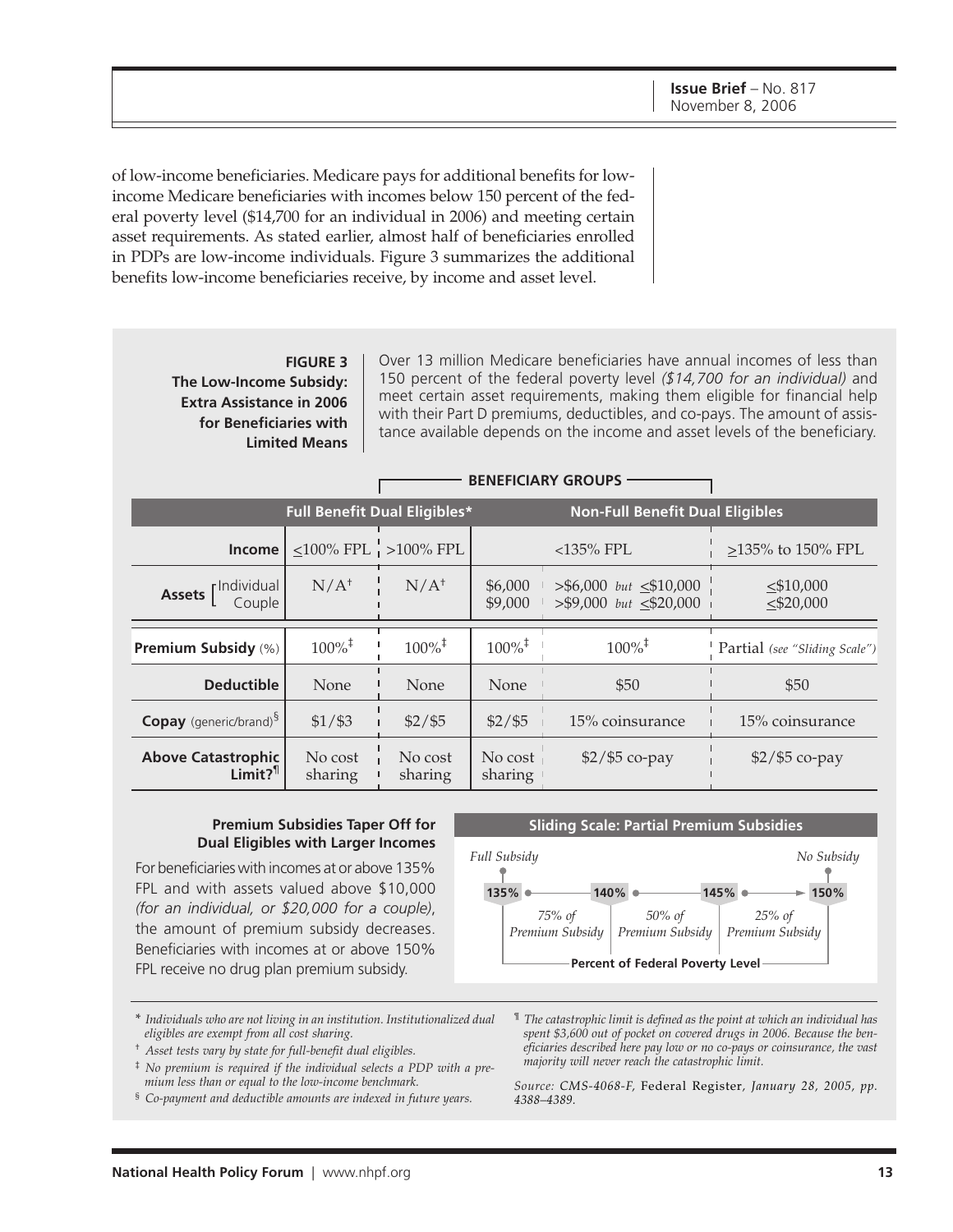of low-income beneficiaries. Medicare pays for additional benefits for low-income Medicare beneficiaries with incomes below 150 percent of the federal poverty level ($14,700 for an individual in 2006) and meeting certain asset requirements. As stated earlier, almost half of beneficiaries enrolled in PDPs are low-income individuals. Figure 3 summarizes the additional benefits low-income beneficiaries receive, by income and asset level.

**FIGURE 3**
**The Low-Income Subsidy: Extra Assistance in 2006 for Beneficiaries with Limited Means**

Over 13 million Medicare beneficiaries have annual incomes of less than 150 percent of the federal poverty level *($14,700 for an individual)* and meet certain asset requirements, making them eligible for financial help with their Part D premiums, deductibles, and co-pays. The amount of assistance available depends on the income and asset levels of the beneficiary.

| | BENEFICIARY GROUPS | | | | |
|---|---|---|---|---|---|
| | **Full Benefit Dual Eligibles*** | | **Non-Full Benefit Dual Eligibles** | | |
| **Income** | ≤100% FPL | >100% FPL | <135% FPL | | ≥135% to 150% FPL |
| **Assets** Individual / Couple | N/A† | N/A† | $6,000 / $9,000 | >$6,000 *but* ≤$10,000 / >$9,000 *but* ≤$20,000 | ≤$10,000 / ≤$20,000 |
| **Premium Subsidy** (%) | 100%‡ | 100%‡ | 100%‡ | 100%‡ | Partial *(see "Sliding Scale")* |
| **Deductible** | None | None | None | $50 | $50 |
| **Copay** (generic/brand)§ | $1/$3 | $2/$5 | $2/$5 | 15% coinsurance | 15% coinsurance |
| **Above Catastrophic Limit?**¶ | No cost sharing | No cost sharing | No cost sharing | $2/$5 co-pay | $2/$5 co-pay |

**Premium Subsidies Taper Off for Dual Eligibles with Larger Incomes**

For beneficiaries with incomes at or above 135% FPL and with assets valued above $10,000 *(for an individual, or $20,000 for a couple)*, the amount of premium subsidy decreases. Beneficiaries with incomes at or above 150% FPL receive no drug plan premium subsidy.

**Sliding Scale: Partial Premium Subsidies**

| Percent of Federal Poverty Level | 135% – 140% | 140% – 145% | 145% – 150% |
|---|---|---|---|
| Subsidy (*Full Subsidy* at 135% to *No Subsidy* at 150%) | *75% of Premium Subsidy* | *50% of Premium Subsidy* | *25% of Premium Subsidy* |

\* *Individuals who are not living in an institution. Institutionalized dual eligibles are exempt from all cost sharing.*

† *Asset tests vary by state for full-benefit dual eligibles.*

‡ *No premium is required if the individual selects a PDP with a premium less than or equal to the low-income benchmark.*

§ *Co-payment and deductible amounts are indexed in future years.*

¶ *The catastrophic limit is defined as the point at which an individual has spent $3,600 out of pocket on covered drugs in 2006. Because the beneficiaries described here pay low or no co-pays or coinsurance, the vast majority will never reach the catastrophic limit.*

*Source: CMS-4068-F,* Federal Register*, January 28, 2005, pp. 4388–4389.*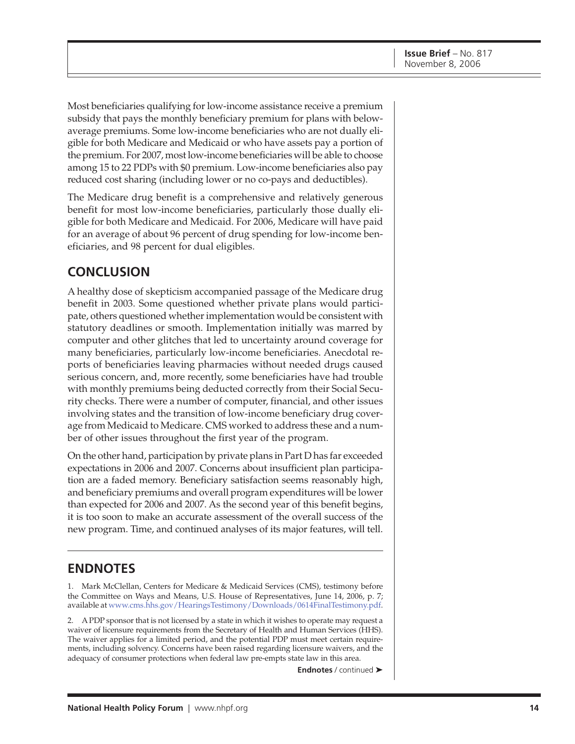Most beneficiaries qualifying for low-income assistance receive a premium subsidy that pays the monthly beneficiary premium for plans with below-average premiums. Some low-income beneficiaries who are not dually eligible for both Medicare and Medicaid or who have assets pay a portion of the premium. For 2007, most low-income beneficiaries will be able to choose among 15 to 22 PDPs with $0 premium. Low-income beneficiaries also pay reduced cost sharing (including lower or no co-pays and deductibles).

The Medicare drug benefit is a comprehensive and relatively generous benefit for most low-income beneficiaries, particularly those dually eligible for both Medicare and Medicaid. For 2006, Medicare will have paid for an average of about 96 percent of drug spending for low-income beneficiaries, and 98 percent for dual eligibles.

## CONCLUSION

A healthy dose of skepticism accompanied passage of the Medicare drug benefit in 2003. Some questioned whether private plans would participate, others questioned whether implementation would be consistent with statutory deadlines or smooth. Implementation initially was marred by computer and other glitches that led to uncertainty around coverage for many beneficiaries, particularly low-income beneficiaries. Anecdotal reports of beneficiaries leaving pharmacies without needed drugs caused serious concern, and, more recently, some beneficiaries have had trouble with monthly premiums being deducted correctly from their Social Security checks. There were a number of computer, financial, and other issues involving states and the transition of low-income beneficiary drug coverage from Medicaid to Medicare. CMS worked to address these and a number of other issues throughout the first year of the program.

On the other hand, participation by private plans in Part D has far exceeded expectations in 2006 and 2007. Concerns about insufficient plan participation are a faded memory. Beneficiary satisfaction seems reasonably high, and beneficiary premiums and overall program expenditures will be lower than expected for 2006 and 2007. As the second year of this benefit begins, it is too soon to make an accurate assessment of the overall success of the new program. Time, and continued analyses of its major features, will tell.

## ENDNOTES

1. Mark McClellan, Centers for Medicare & Medicaid Services (CMS), testimony before the Committee on Ways and Means, U.S. House of Representatives, June 14, 2006, p. 7; available at www.cms.hhs.gov/HearingsTestimony/Downloads/0614FinalTestimony.pdf.

2. A PDP sponsor that is not licensed by a state in which it wishes to operate may request a waiver of licensure requirements from the Secretary of Health and Human Services (HHS). The waiver applies for a limited period, and the potential PDP must meet certain requirements, including solvency. Concerns have been raised regarding licensure waivers, and the adequacy of consumer protections when federal law pre-empts state law in this area.

**Endnotes** / continued ➤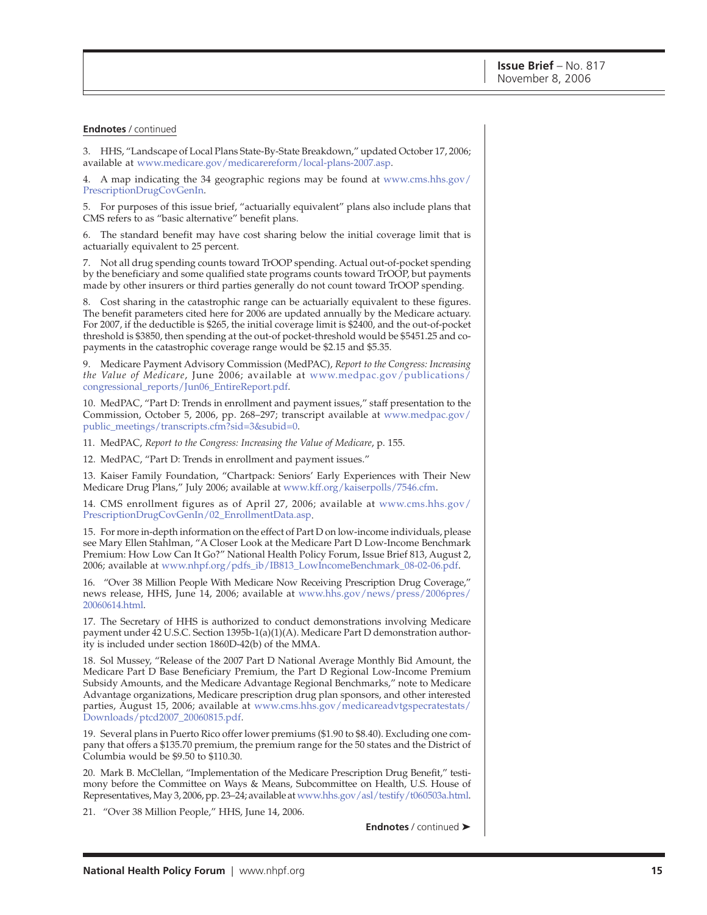**Endnotes** / continued

3. HHS, "Landscape of Local Plans State-By-State Breakdown," updated October 17, 2006; available at www.medicare.gov/medicarereform/local-plans-2007.asp.

4. A map indicating the 34 geographic regions may be found at www.cms.hhs.gov/PrescriptionDrugCovGenIn.

5. For purposes of this issue brief, "actuarially equivalent" plans also include plans that CMS refers to as "basic alternative" benefit plans.

6. The standard benefit may have cost sharing below the initial coverage limit that is actuarially equivalent to 25 percent.

7. Not all drug spending counts toward TrOOP spending. Actual out-of-pocket spending by the beneficiary and some qualified state programs counts toward TrOOP, but payments made by other insurers or third parties generally do not count toward TrOOP spending.

8. Cost sharing in the catastrophic range can be actuarially equivalent to these figures. The benefit parameters cited here for 2006 are updated annually by the Medicare actuary. For 2007, if the deductible is $265, the initial coverage limit is $2400, and the out-of-pocket threshold is $3850, then spending at the out-of pocket-threshold would be $5451.25 and co-payments in the catastrophic coverage range would be $2.15 and $5.35.

9. Medicare Payment Advisory Commission (MedPAC), *Report to the Congress: Increasing the Value of Medicare*, June 2006; available at www.medpac.gov/publications/congressional_reports/Jun06_EntireReport.pdf.

10. MedPAC, "Part D: Trends in enrollment and payment issues," staff presentation to the Commission, October 5, 2006, pp. 268–297; transcript available at www.medpac.gov/public_meetings/transcripts.cfm?sid=3&subid=0.

11. MedPAC, *Report to the Congress: Increasing the Value of Medicare*, p. 155.

12. MedPAC, "Part D: Trends in enrollment and payment issues."

13. Kaiser Family Foundation, "Chartpack: Seniors' Early Experiences with Their New Medicare Drug Plans," July 2006; available at www.kff.org/kaiserpolls/7546.cfm.

14. CMS enrollment figures as of April 27, 2006; available at www.cms.hhs.gov/PrescriptionDrugCovGenIn/02_EnrollmentData.asp.

15. For more in-depth information on the effect of Part D on low-income individuals, please see Mary Ellen Stahlman, "A Closer Look at the Medicare Part D Low-Income Benchmark Premium: How Low Can It Go?" National Health Policy Forum, Issue Brief 813, August 2, 2006; available at www.nhpf.org/pdfs_ib/IB813_LowIncomeBenchmark_08-02-06.pdf.

16. "Over 38 Million People With Medicare Now Receiving Prescription Drug Coverage," news release, HHS, June 14, 2006; available at www.hhs.gov/news/press/2006pres/20060614.html.

17. The Secretary of HHS is authorized to conduct demonstrations involving Medicare payment under 42 U.S.C. Section 1395b-1(a)(1)(A). Medicare Part D demonstration authority is included under section 1860D-42(b) of the MMA.

18. Sol Mussey, "Release of the 2007 Part D National Average Monthly Bid Amount, the Medicare Part D Base Beneficiary Premium, the Part D Regional Low-Income Premium Subsidy Amounts, and the Medicare Advantage Regional Benchmarks," note to Medicare Advantage organizations, Medicare prescription drug plan sponsors, and other interested parties, August 15, 2006; available at www.cms.hhs.gov/medicareadvtgspecratestats/Downloads/ptcd2007_20060815.pdf.

19. Several plans in Puerto Rico offer lower premiums ($1.90 to $8.40). Excluding one company that offers a $135.70 premium, the premium range for the 50 states and the District of Columbia would be $9.50 to $110.30.

20. Mark B. McClellan, "Implementation of the Medicare Prescription Drug Benefit," testimony before the Committee on Ways & Means, Subcommittee on Health, U.S. House of Representatives, May 3, 2006, pp. 23–24; available at www.hhs.gov/asl/testify/t060503a.html.

21. "Over 38 Million People," HHS, June 14, 2006.

**Endnotes** / continued ➤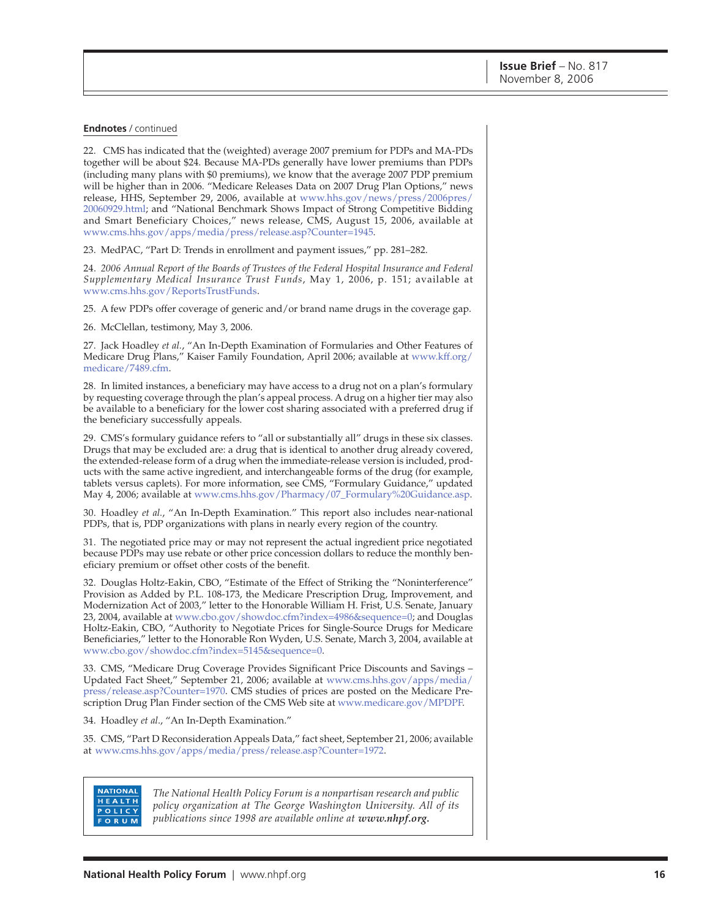**Endnotes** / continued

22. CMS has indicated that the (weighted) average 2007 premium for PDPs and MA-PDs together will be about $24. Because MA-PDs generally have lower premiums than PDPs (including many plans with $0 premiums), we know that the average 2007 PDP premium will be higher than in 2006. "Medicare Releases Data on 2007 Drug Plan Options," news release, HHS, September 29, 2006, available at www.hhs.gov/news/press/2006pres/20060929.html; and "National Benchmark Shows Impact of Strong Competitive Bidding and Smart Beneficiary Choices," news release, CMS, August 15, 2006, available at www.cms.hhs.gov/apps/media/press/release.asp?Counter=1945.

23. MedPAC, "Part D: Trends in enrollment and payment issues," pp. 281–282.

24. *2006 Annual Report of the Boards of Trustees of the Federal Hospital Insurance and Federal Supplementary Medical Insurance Trust Funds*, May 1, 2006, p. 151; available at www.cms.hhs.gov/ReportsTrustFunds.

25. A few PDPs offer coverage of generic and/or brand name drugs in the coverage gap.

26. McClellan, testimony, May 3, 2006.

27. Jack Hoadley *et al.*, "An In-Depth Examination of Formularies and Other Features of Medicare Drug Plans," Kaiser Family Foundation, April 2006; available at www.kff.org/medicare/7489.cfm.

28. In limited instances, a beneficiary may have access to a drug not on a plan's formulary by requesting coverage through the plan's appeal process. A drug on a higher tier may also be available to a beneficiary for the lower cost sharing associated with a preferred drug if the beneficiary successfully appeals.

29. CMS's formulary guidance refers to "all or substantially all" drugs in these six classes. Drugs that may be excluded are: a drug that is identical to another drug already covered, the extended-release form of a drug when the immediate-release version is included, products with the same active ingredient, and interchangeable forms of the drug (for example, tablets versus caplets). For more information, see CMS, "Formulary Guidance," updated May 4, 2006; available at www.cms.hhs.gov/Pharmacy/07_Formulary%20Guidance.asp.

30. Hoadley *et al.*, "An In-Depth Examination." This report also includes near-national PDPs, that is, PDP organizations with plans in nearly every region of the country.

31. The negotiated price may or may not represent the actual ingredient price negotiated because PDPs may use rebate or other price concession dollars to reduce the monthly beneficiary premium or offset other costs of the benefit.

32. Douglas Holtz-Eakin, CBO, "Estimate of the Effect of Striking the "Noninterference" Provision as Added by P.L. 108-173, the Medicare Prescription Drug, Improvement, and Modernization Act of 2003," letter to the Honorable William H. Frist, U.S. Senate, January 23, 2004, available at www.cbo.gov/showdoc.cfm?index=4986&sequence=0; and Douglas Holtz-Eakin, CBO, "Authority to Negotiate Prices for Single-Source Drugs for Medicare Beneficiaries," letter to the Honorable Ron Wyden, U.S. Senate, March 3, 2004, available at www.cbo.gov/showdoc.cfm?index=5145&sequence=0.

33. CMS, "Medicare Drug Coverage Provides Significant Price Discounts and Savings – Updated Fact Sheet," September 21, 2006; available at www.cms.hhs.gov/apps/media/press/release.asp?Counter=1970. CMS studies of prices are posted on the Medicare Prescription Drug Plan Finder section of the CMS Web site at www.medicare.gov/MPDPF.

34. Hoadley *et al*., "An In-Depth Examination."

35. CMS, "Part D Reconsideration Appeals Data," fact sheet, September 21, 2006; available at www.cms.hhs.gov/apps/media/press/release.asp?Counter=1972.

NATIONAL HEALTH POLICY FORUM

*The National Health Policy Forum is a nonpartisan research and public policy organization at The George Washington University. All of its publications since 1998 are available online at **www.nhpf.org.***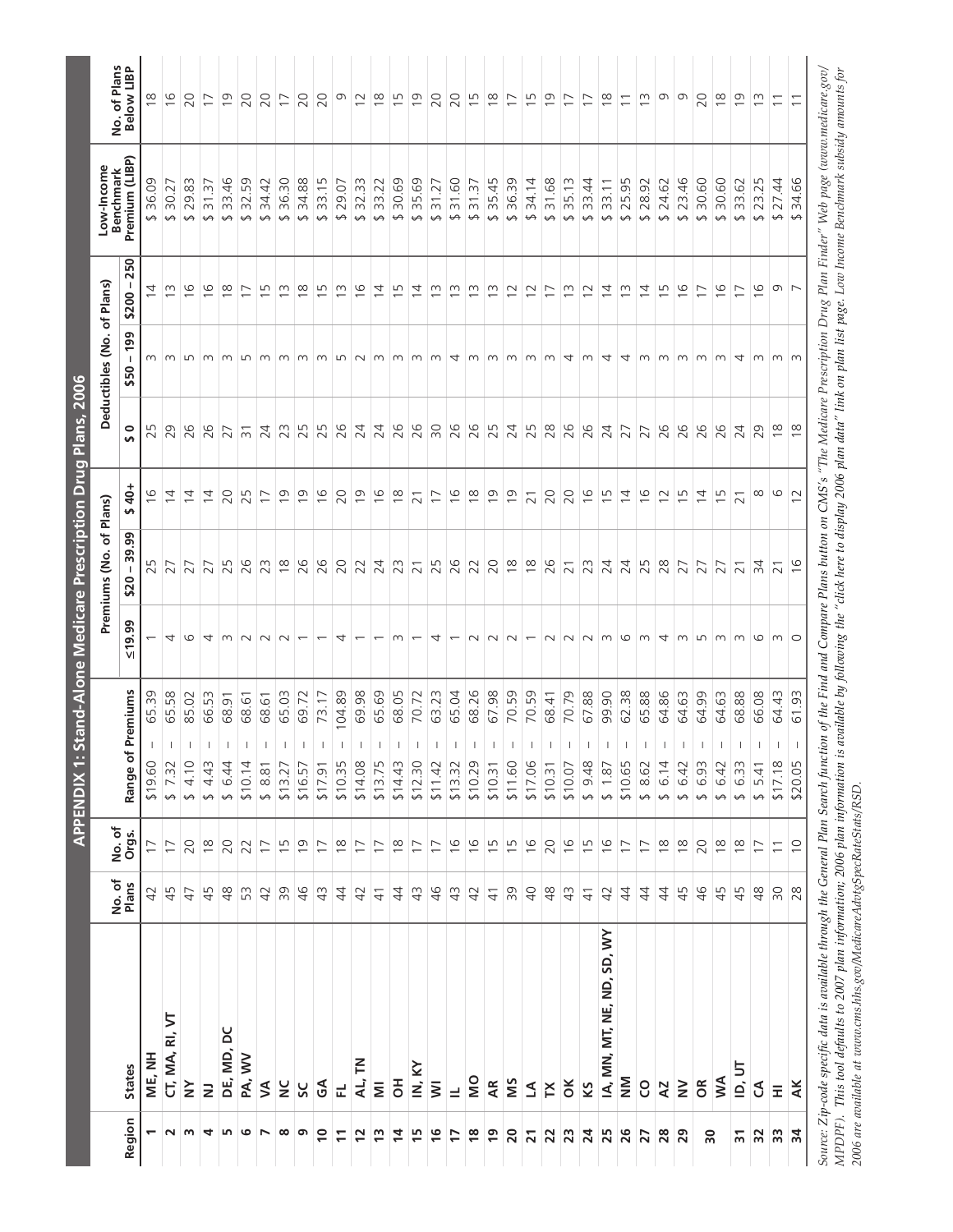# APPENDIX 1: Stand-Alone Medicare Prescription Drug Plans, 2006

| Region | States | No. of Plans | No. of Orgs. | Range of Premiums | Premiums (No. of Plans) | | | Deductibles (No. of Plans) | | | Low-Income Benchmark Premium (LIBP) | No. of Plans Below LIBP |
|---|---|---|---|---|---|---|---|---|---|---|---|---|
| | | | | | ≤19.99 | $20 – 39.99 | $ 40+ | $ 0 | $50 – 199 | $200 – 250 | | |
| 1 | ME, NH | 42 | 17 | $19.60 – 65.39 | 1 | 25 | 16 | 25 | 3 | 14 | $ 36.09 | 18 |
| 2 | CT, MA, RI, VT | 45 | 17 | $ 7.32 – 65.58 | 4 | 27 | 14 | 29 | 3 | 13 | $ 30.27 | 16 |
| 3 | NY | 47 | 20 | $ 4.10 – 85.02 | 6 | 27 | 14 | 26 | 5 | 16 | $ 29.83 | 20 |
| 4 | NJ | 45 | 18 | $ 4.43 – 66.53 | 4 | 27 | 14 | 26 | 3 | 16 | $ 31.37 | 17 |
| 5 | DE, MD, DC | 48 | 20 | $ 6.44 – 68.91 | 3 | 25 | 20 | 27 | 3 | 18 | $ 33.46 | 19 |
| 6 | PA, WV | 53 | 22 | $10.14 – 68.61 | 2 | 26 | 25 | 31 | 5 | 17 | $ 32.59 | 20 |
| 7 | VA | 42 | 17 | $ 8.81 – 68.61 | 2 | 23 | 17 | 24 | 3 | 15 | $ 34.42 | 20 |
| 8 | NC | 39 | 15 | $13.27 – 65.03 | 2 | 18 | 19 | 23 | 3 | 13 | $ 36.30 | 17 |
| 9 | SC | 46 | 19 | $16.57 – 69.72 | 1 | 26 | 19 | 25 | 3 | 18 | $ 34.88 | 20 |
| 10 | GA | 43 | 17 | $17.91 – 73.17 | 1 | 26 | 16 | 25 | 3 | 15 | $ 33.15 | 20 |
| 11 | FL | 44 | 18 | $10.35 – 104.89 | 4 | 20 | 20 | 26 | 5 | 13 | $ 29.07 | 9 |
| 12 | AL, TN | 42 | 17 | $14.08 – 69.98 | 1 | 22 | 19 | 24 | 2 | 16 | $ 32.33 | 12 |
| 13 | MI | 41 | 17 | $13.75 – 65.69 | 1 | 24 | 16 | 24 | 3 | 14 | $ 33.22 | 18 |
| 14 | OH | 44 | 18 | $14.43 – 68.05 | 3 | 23 | 18 | 26 | 3 | 15 | $ 30.69 | 15 |
| 15 | IN, KY | 43 | 17 | $12.30 – 70.72 | 1 | 21 | 21 | 26 | 3 | 14 | $ 35.69 | 19 |
| 16 | WI | 46 | 17 | $11.42 – 63.23 | 4 | 25 | 17 | 30 | 3 | 13 | $ 31.27 | 20 |
| 17 | IL | 43 | 16 | $13.32 – 65.04 | 1 | 26 | 16 | 26 | 4 | 13 | $ 31.60 | 20 |
| 18 | MO | 42 | 16 | $10.29 – 68.26 | 2 | 22 | 18 | 26 | 3 | 13 | $ 31.37 | 15 |
| 19 | AR | 41 | 15 | $10.31 – 67.98 | 2 | 20 | 19 | 25 | 3 | 13 | $ 35.45 | 18 |
| 20 | MS | 39 | 15 | $11.60 – 70.59 | 2 | 18 | 19 | 24 | 3 | 12 | $ 36.39 | 17 |
| 21 | LA | 40 | 16 | $17.06 – 70.59 | 1 | 18 | 21 | 25 | 3 | 12 | $ 34.14 | 15 |
| 22 | TX | 48 | 20 | $10.31 – 68.41 | 2 | 26 | 20 | 28 | 3 | 17 | $ 31.68 | 19 |
| 23 | OK | 43 | 16 | $10.07 – 70.79 | 2 | 21 | 20 | 26 | 4 | 13 | $ 35.13 | 17 |
| 24 | KS | 41 | 15 | $ 9.48 – 67.88 | 2 | 23 | 16 | 26 | 3 | 12 | $ 33.44 | 17 |
| 25 | IA, MN, MT, NE, ND, SD, WY | 42 | 16 | $ 1.87 – 99.90 | 3 | 24 | 15 | 24 | 4 | 14 | $ 33.11 | 18 |
| 26 | NM | 44 | 17 | $10.65 – 62.38 | 6 | 24 | 14 | 27 | 4 | 13 | $ 25.95 | 11 |
| 27 | CO | 44 | 17 | $ 8.62 – 65.88 | 3 | 25 | 16 | 27 | 3 | 14 | $ 28.92 | 13 |
| 28 | AZ | 44 | 18 | $ 6.14 – 64.86 | 4 | 28 | 12 | 26 | 3 | 15 | $ 24.62 | 9 |
| 29 | NV | 45 | 18 | $ 6.42 – 64.63 | 3 | 27 | 15 | 26 | 3 | 16 | $ 23.46 | 9 |
| 30 | OR | 46 | 20 | $ 6.93 – 64.99 | 5 | 27 | 14 | 26 | 3 | 17 | $ 30.60 | 20 |
| | WA | 45 | 18 | $ 6.42 – 64.63 | 3 | 27 | 15 | 26 | 3 | 16 | $ 30.60 | 18 |
| 31 | ID, UT | 45 | 18 | $ 6.33 – 68.88 | 3 | 21 | 21 | 24 | 4 | 17 | $ 33.62 | 19 |
| 32 | CA | 48 | 17 | $ 5.41 – 66.08 | 6 | 34 | 8 | 29 | 3 | 16 | $ 23.25 | 13 |
| 33 | HI | 30 | 11 | $17.18 – 64.43 | 3 | 21 | 6 | 18 | 3 | 9 | $ 27.44 | 11 |
| 34 | AK | 28 | 10 | $20.05 – 61.93 | 0 | 16 | 12 | 18 | 3 | 7 | $ 34.66 | 11 |

*Source: Zip-code specific data is available through the General Plan Search function of the Find and Compare Plans button on CMS's "The Medicare Prescription Drug Plan Finder" Web page (www.medicare.gov/MPDPF). This tool defaults to 2007 plan information; 2006 plan information is available by following the "click here to display 2006 plan data" link on plan list page. Low Income Benchmark subsidy amounts for 2006 are available at www.cms.hhs.gov/MedicareAdvtgSpecRateStats/RSD.*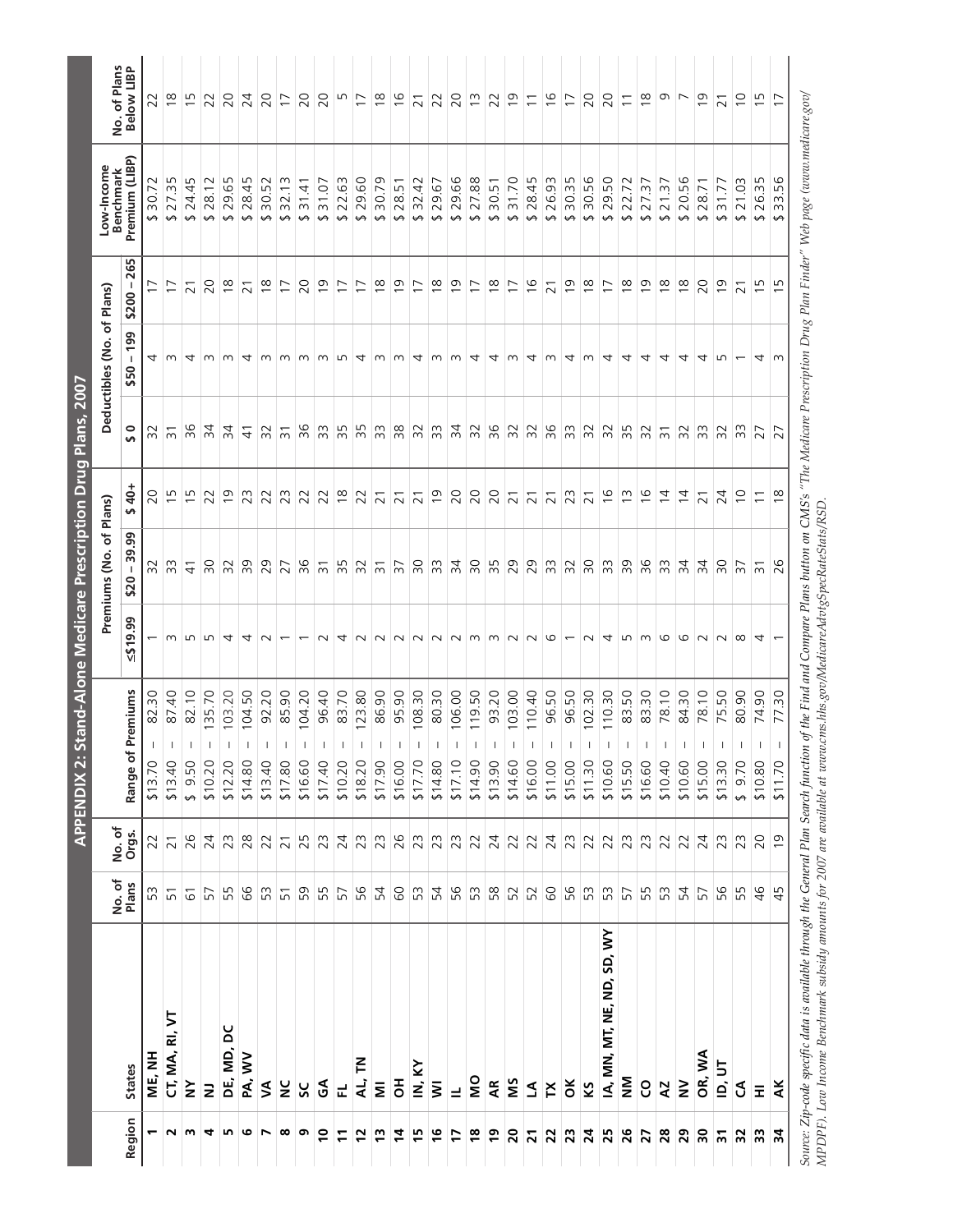## APPENDIX 2: Stand-Alone Medicare Prescription Drug Plans, 2007

| Region | States | No. of Plans | No. of Orgs. | Range of Premiums | Premiums (No. of Plans) | | | Deductibles (No. of Plans) | | | Low-Income Benchmark Premium (LIBP) | No. of Plans Below LIBP |
|---|---|---|---|---|---|---|---|---|---|---|---|---|
| | | | | | ≤$19.99 | $20 – 39.99 | $ 40+ | $ 0 | $50 – 199 | $200 – 265 | | |
| 1 | ME, NH | 53 | 22 | $13.70 – 82.30 | 1 | 32 | 20 | 32 | 4 | 17 | $ 30.72 | 22 |
| 2 | CT, MA, RI, VT | 51 | 21 | $13.40 – 87.40 | 3 | 33 | 15 | 31 | 3 | 17 | $ 27.35 | 18 |
| 3 | NY | 61 | 26 | $ 9.50 – 82.10 | 5 | 41 | 15 | 36 | 4 | 21 | $ 24.45 | 15 |
| 4 | NJ | 57 | 24 | $10.20 – 135.70 | 5 | 30 | 22 | 34 | 3 | 20 | $ 28.12 | 22 |
| 5 | DE, MD, DC | 55 | 23 | $12.20 – 103.20 | 4 | 32 | 19 | 34 | 3 | 18 | $ 29.65 | 20 |
| 6 | PA, WV | 66 | 28 | $14.80 – 104.50 | 4 | 39 | 23 | 41 | 4 | 21 | $ 28.45 | 24 |
| 7 | VA | 53 | 22 | $13.40 – 92.20 | 2 | 29 | 22 | 32 | 3 | 18 | $ 30.52 | 20 |
| 8 | NC | 51 | 21 | $17.80 – 85.90 | 1 | 27 | 23 | 31 | 3 | 17 | $ 32.13 | 17 |
| 9 | SC | 59 | 25 | $16.60 – 104.20 | 1 | 36 | 22 | 36 | 3 | 20 | $ 31.41 | 20 |
| 10 | GA | 55 | 23 | $17.40 – 96.40 | 2 | 31 | 22 | 33 | 3 | 19 | $ 31.07 | 20 |
| 11 | FL | 57 | 24 | $10.20 – 83.70 | 4 | 35 | 18 | 35 | 5 | 17 | $ 22.63 | 5 |
| 12 | AL, TN | 56 | 23 | $18.20 – 123.80 | 2 | 32 | 22 | 35 | 4 | 17 | $ 29.60 | 17 |
| 13 | MI | 54 | 23 | $17.90 – 86.90 | 2 | 31 | 21 | 33 | 3 | 18 | $ 30.79 | 18 |
| 14 | OH | 60 | 26 | $16.00 – 95.90 | 2 | 37 | 21 | 38 | 3 | 19 | $ 28.51 | 16 |
| 15 | IN, KY | 53 | 23 | $17.70 – 108.30 | 2 | 30 | 21 | 32 | 4 | 17 | $ 32.42 | 21 |
| 16 | WI | 54 | 23 | $14.80 – 80.30 | 2 | 33 | 19 | 33 | 3 | 18 | $ 29.67 | 22 |
| 17 | IL | 56 | 23 | $17.10 – 106.00 | 2 | 34 | 20 | 34 | 3 | 19 | $ 29.66 | 20 |
| 18 | MO | 53 | 22 | $14.90 – 119.50 | 3 | 30 | 20 | 32 | 4 | 17 | $ 27.88 | 13 |
| 19 | AR | 58 | 24 | $13.90 – 93.20 | 3 | 35 | 20 | 36 | 4 | 18 | $ 30.51 | 22 |
| 20 | MS | 52 | 22 | $14.60 – 103.00 | 2 | 29 | 21 | 32 | 3 | 17 | $ 31.70 | 19 |
| 21 | LA | 52 | 22 | $16.00 – 110.40 | 2 | 29 | 21 | 32 | 4 | 16 | $ 28.45 | 11 |
| 22 | TX | 60 | 24 | $11.00 – 96.50 | 6 | 33 | 21 | 36 | 3 | 21 | $ 26.93 | 16 |
| 23 | OK | 56 | 23 | $15.00 – 96.50 | 1 | 32 | 23 | 33 | 4 | 19 | $ 30.35 | 17 |
| 24 | KS | 53 | 22 | $11.30 – 102.30 | 2 | 30 | 21 | 32 | 3 | 18 | $ 30.56 | 20 |
| 25 | IA, MN, MT, NE, ND, SD, WY | 53 | 22 | $10.60 – 110.30 | 4 | 33 | 16 | 32 | 4 | 17 | $ 29.50 | 20 |
| 26 | NM | 57 | 23 | $15.50 – 83.50 | 5 | 39 | 13 | 35 | 4 | 18 | $ 22.72 | 11 |
| 27 | CO | 55 | 23 | $16.60 – 83.30 | 3 | 36 | 16 | 32 | 4 | 19 | $ 27.37 | 18 |
| 28 | AZ | 53 | 22 | $10.40 – 78.10 | 6 | 33 | 14 | 31 | 4 | 18 | $ 21.37 | 9 |
| 29 | NV | 54 | 22 | $10.60 – 84.30 | 6 | 34 | 14 | 32 | 4 | 18 | $ 20.56 | 7 |
| 30 | OR, WA | 57 | 24 | $15.00 – 78.10 | 2 | 34 | 21 | 33 | 4 | 20 | $ 28.71 | 19 |
| 31 | ID, UT | 56 | 23 | $13.30 – 75.50 | 2 | 30 | 24 | 32 | 5 | 19 | $ 31.77 | 21 |
| 32 | CA | 55 | 23 | $ 9.70 – 80.90 | 8 | 37 | 10 | 33 | 1 | 21 | $ 21.03 | 10 |
| 33 | HI | 46 | 20 | $10.80 – 74.90 | 4 | 31 | 11 | 27 | 4 | 15 | $ 26.35 | 15 |
| 34 | AK | 45 | 19 | $11.70 – 77.30 | 1 | 26 | 18 | 27 | 3 | 15 | $ 33.56 | 17 |

*Source: Zip-code specific data is available through the General Plan Search function of the Find and Compare Plans button on CMS's "The Medicare Prescription Drug Plan Finder" Web page (www.medicare.gov/MPDPF). Low Income Benchmark subsidy amounts for 2007 are available at www.cms.hhs.gov/MedicareAdvtgSpecRateStats/RSD.*